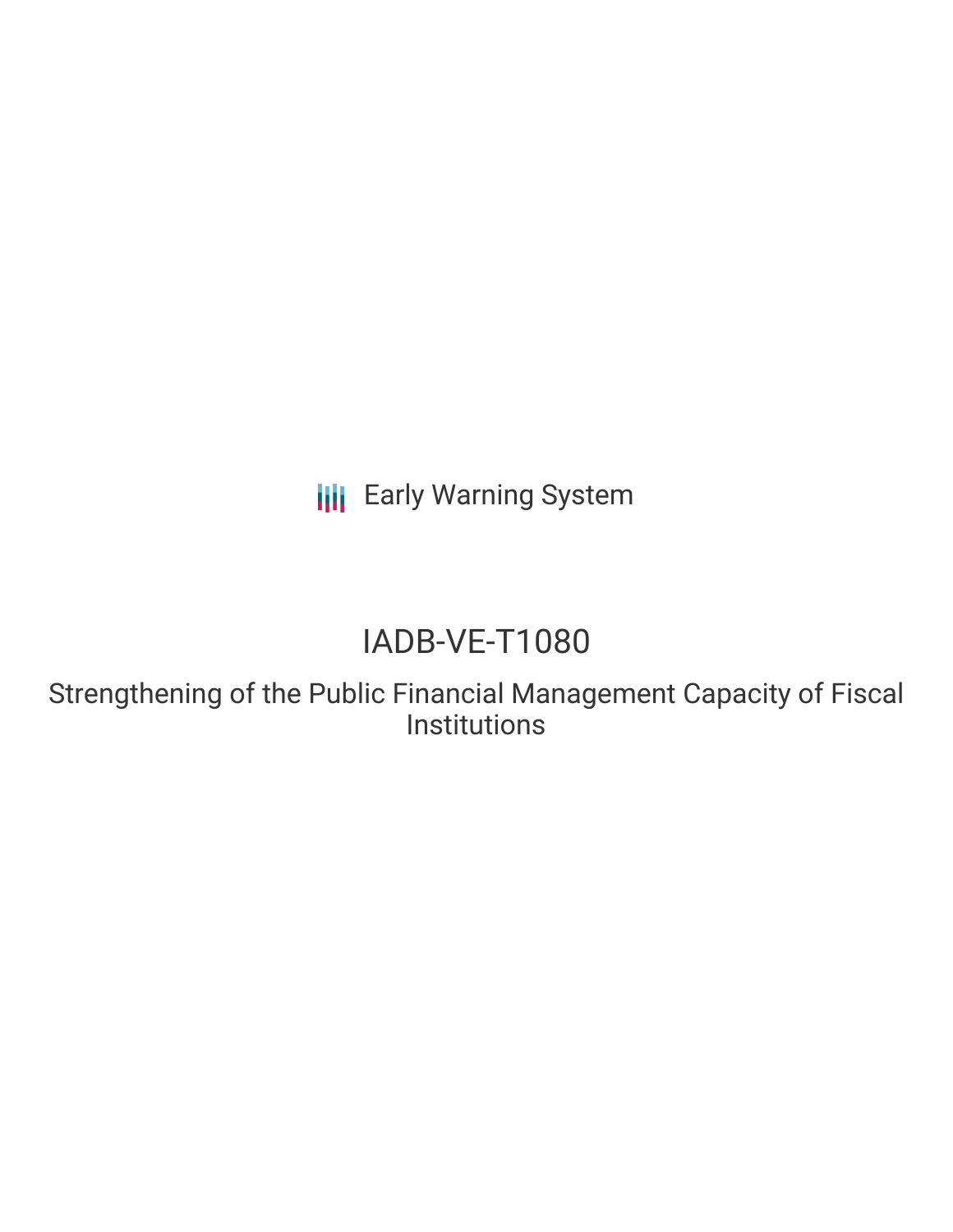Early Warning System

# IADB-VE-T1080

## Strengthening of the Public Financial Management Capacity of Fiscal Institutions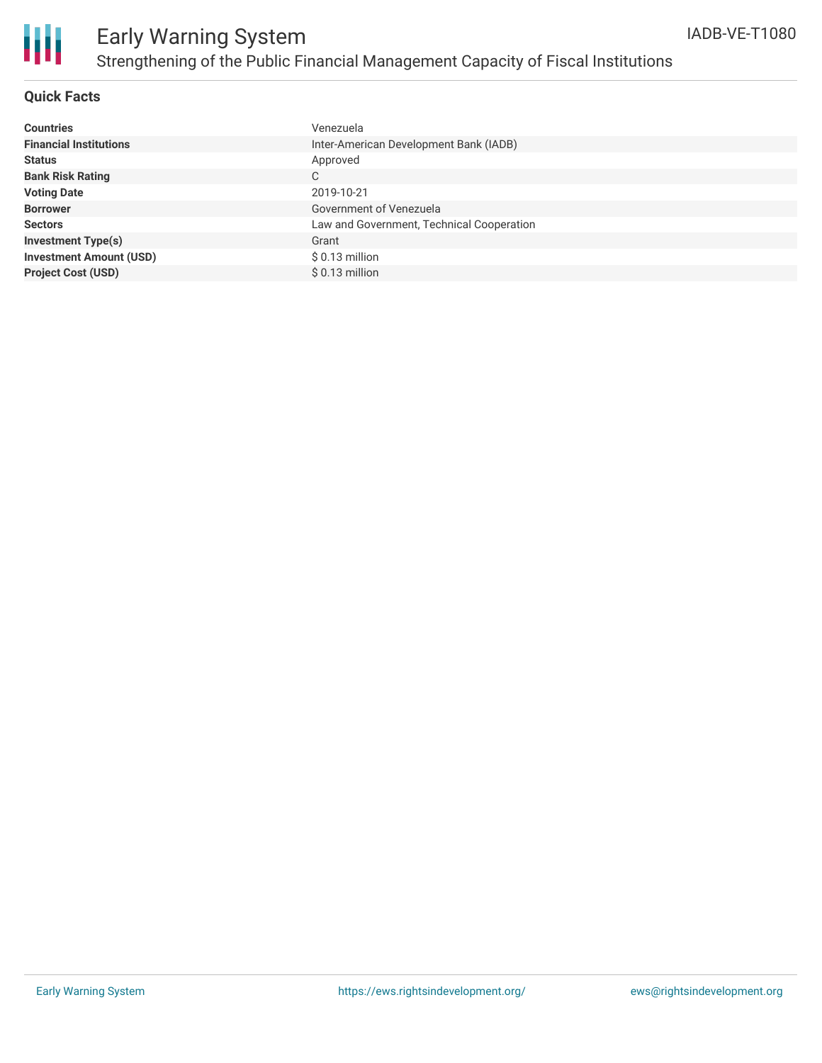# Early Warning System

## Strengthening of the Public Financial Management Capacity of Fiscal Institutions

IADB-VE-T1080

### Quick Facts

| | |
|---|---|
| **Countries** | Venezuela |
| **Financial Institutions** | Inter-American Development Bank (IADB) |
| **Status** | Approved |
| **Bank Risk Rating** | C |
| **Voting Date** | 2019-10-21 |
| **Borrower** | Government of Venezuela |
| **Sectors** | Law and Government, Technical Cooperation |
| **Investment Type(s)** | Grant |
| **Investment Amount (USD)** | $ 0.13 million |
| **Project Cost (USD)** | $ 0.13 million |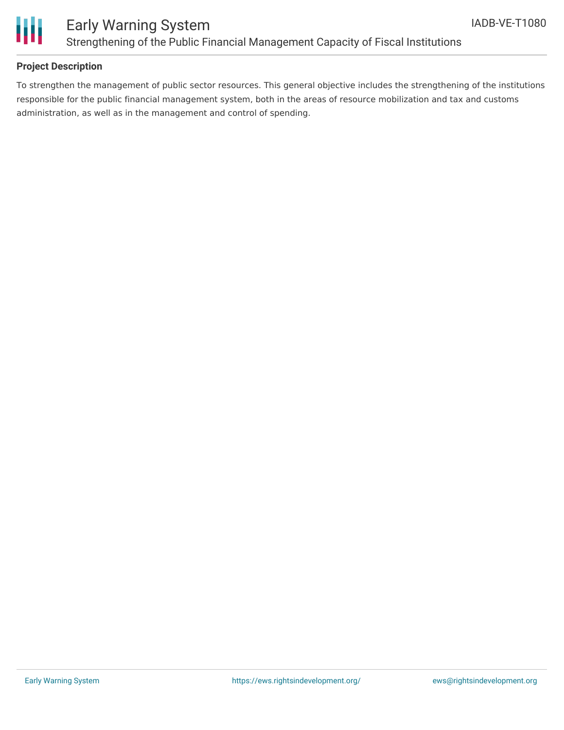## Project Description

To strengthen the management of public sector resources. This general objective includes the strengthening of the institutions responsible for the public financial management system, both in the areas of resource mobilization and tax and customs administration, as well as in the management and control of spending.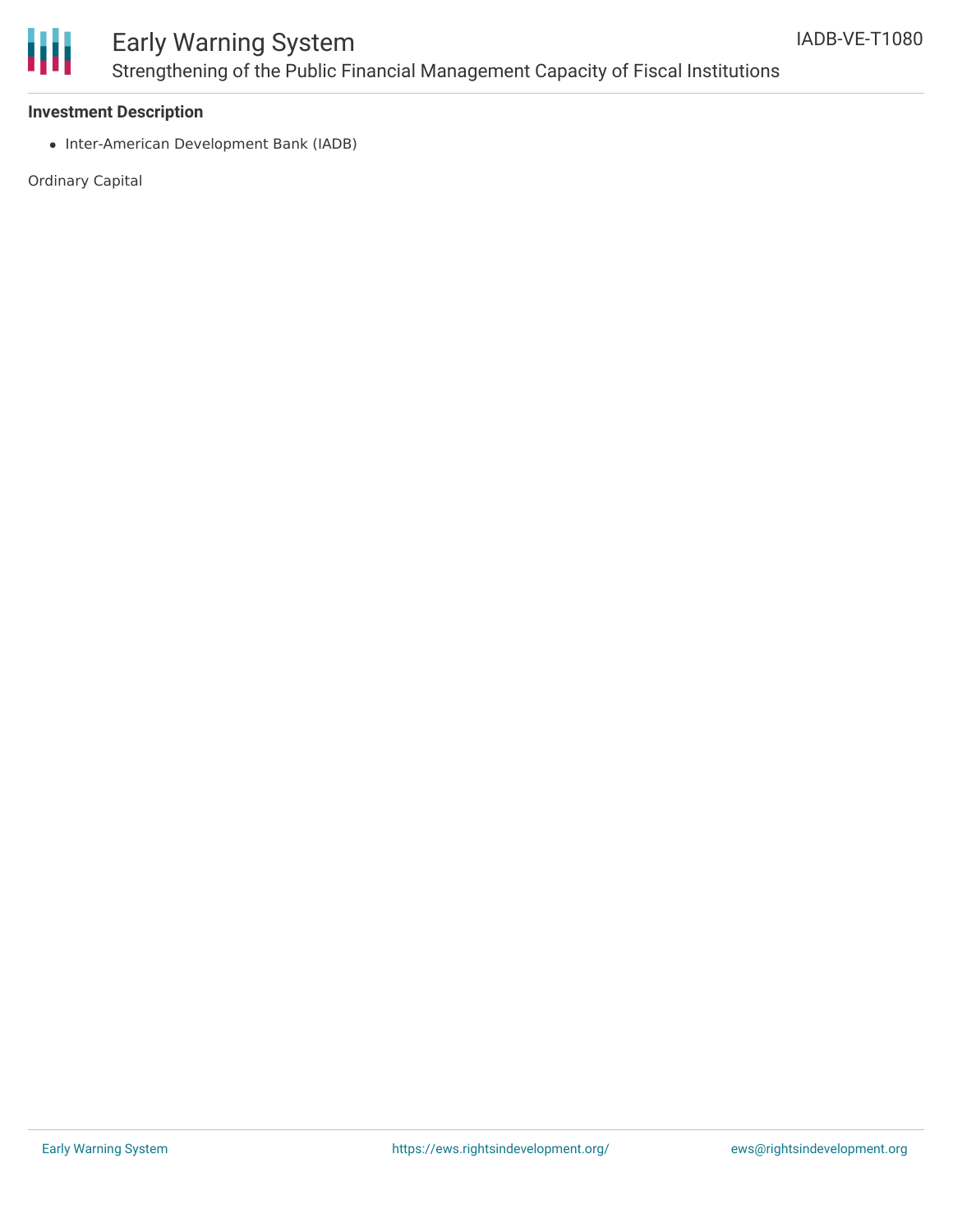**Investment Description**

- Inter-American Development Bank (IADB)

Ordinary Capital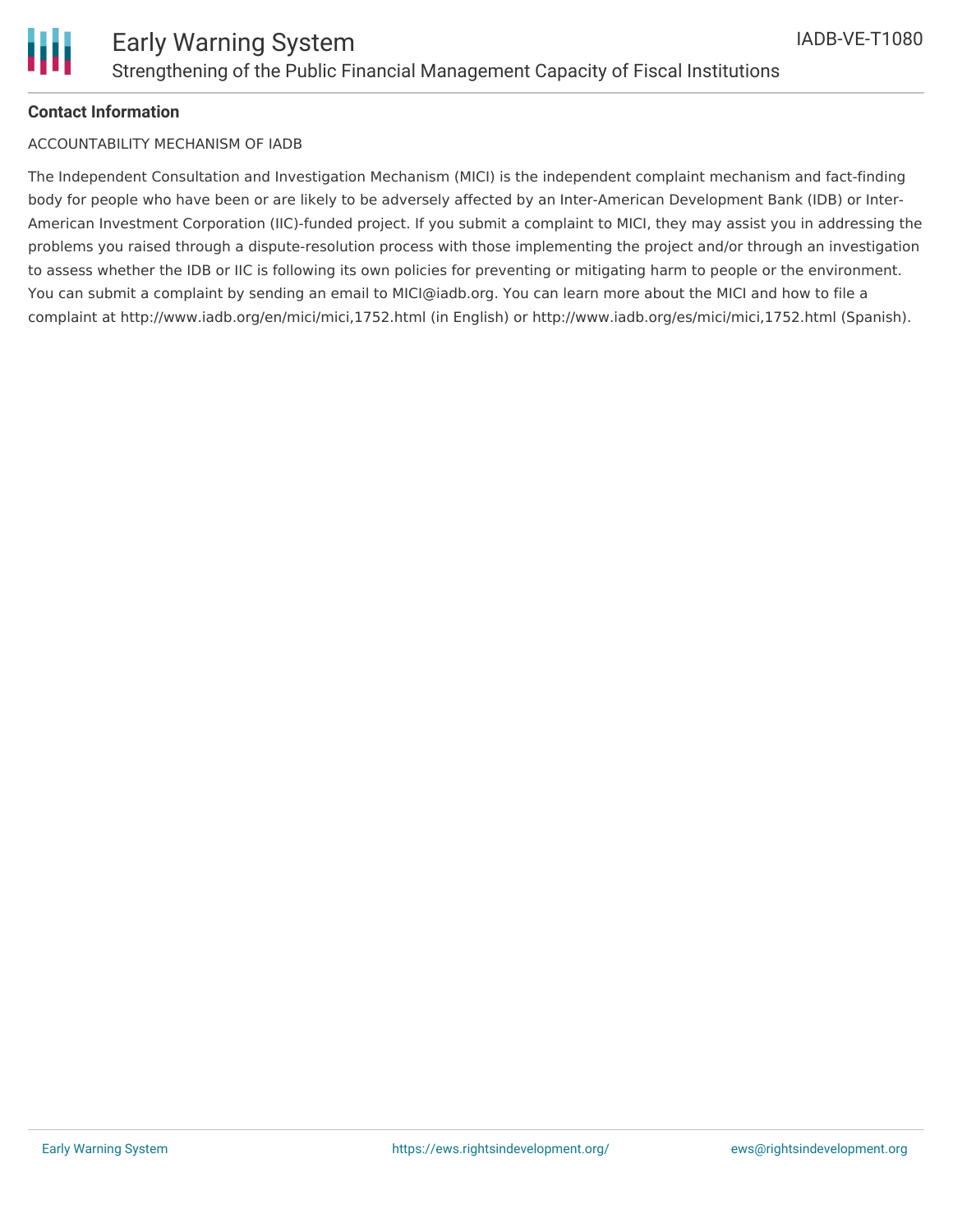**Contact Information**

ACCOUNTABILITY MECHANISM OF IADB

The Independent Consultation and Investigation Mechanism (MICI) is the independent complaint mechanism and fact-finding body for people who have been or are likely to be adversely affected by an Inter-American Development Bank (IDB) or Inter-American Investment Corporation (IIC)-funded project. If you submit a complaint to MICI, they may assist you in addressing the problems you raised through a dispute-resolution process with those implementing the project and/or through an investigation to assess whether the IDB or IIC is following its own policies for preventing or mitigating harm to people or the environment. You can submit a complaint by sending an email to MICI@iadb.org. You can learn more about the MICI and how to file a complaint at http://www.iadb.org/en/mici/mici,1752.html (in English) or http://www.iadb.org/es/mici/mici,1752.html (Spanish).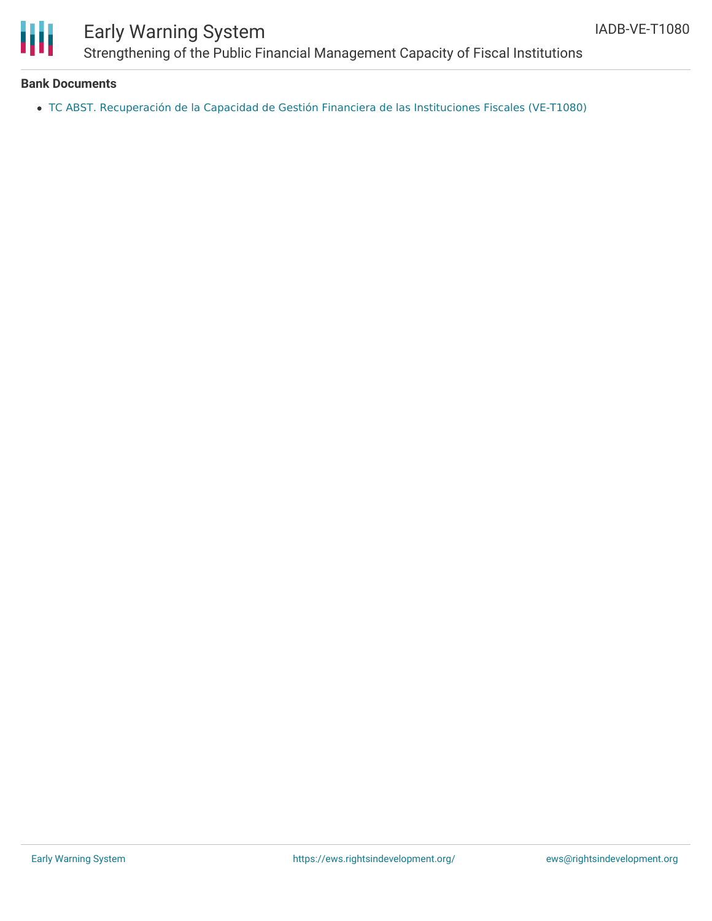**Bank Documents**

- TC ABST. Recuperación de la Capacidad de Gestión Financiera de las Instituciones Fiscales (VE-T1080)